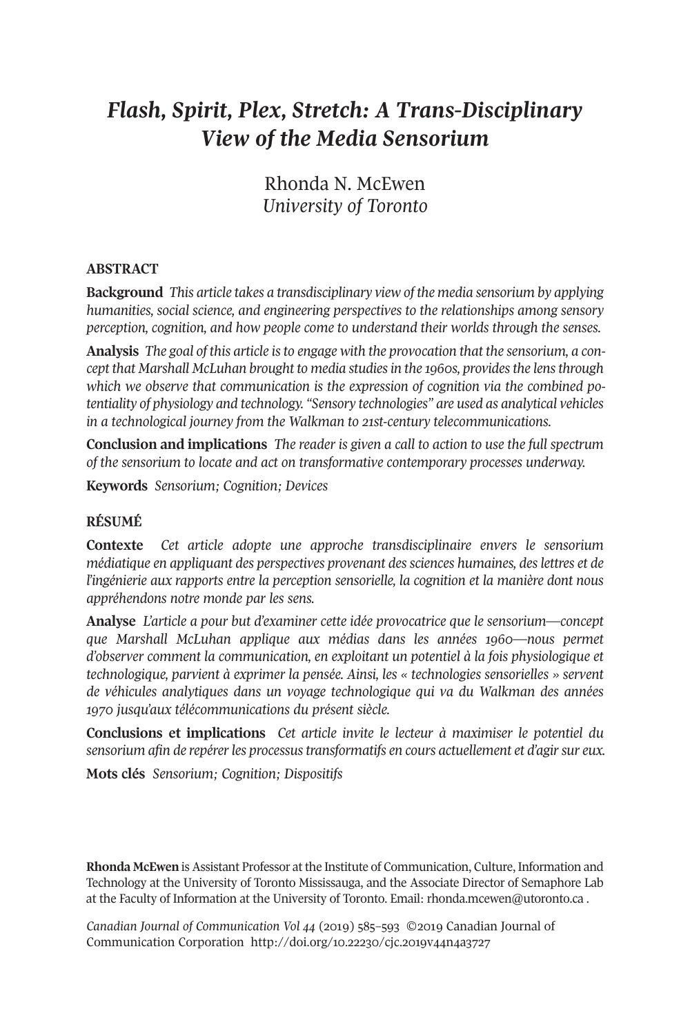# *Flash, Spirit, Plex, Stretch: A Trans-Disciplinary View of the Media Sensorium*

Rhonda N. McEwen
*University of Toronto*

## ABSTRACT

**Background** *This article takes a transdisciplinary view of the media sensorium by applying humanities, social science, and engineering perspectives to the relationships among sensory perception, cognition, and how people come to understand their worlds through the senses.*

**Analysis** *The goal of this article is to engage with the provocation that the sensorium, a concept that Marshall McLuhan brought to media studies in the 1960s, provides the lens through which we observe that communication is the expression of cognition via the combined potentiality of physiology and technology. "Sensory technologies" are used as analytical vehicles in a technological journey from the Walkman to 21st-century telecommunications.*

**Conclusion and implications** *The reader is given a call to action to use the full spectrum of the sensorium to locate and act on transformative contemporary processes underway.*

**Keywords** *Sensorium; Cognition; Devices*

## RÉSUMÉ

**Contexte** *Cet article adopte une approche transdisciplinaire envers le sensorium médiatique en appliquant des perspectives provenant des sciences humaines, des lettres et de l'ingénierie aux rapports entre la perception sensorielle, la cognition et la manière dont nous appréhendons notre monde par les sens.*

**Analyse** *L'article a pour but d'examiner cette idée provocatrice que le sensorium—concept que Marshall McLuhan applique aux médias dans les années 1960—nous permet d'observer comment la communication, en exploitant un potentiel à la fois physiologique et technologique, parvient à exprimer la pensée. Ainsi, les « technologies sensorielles » servent de véhicules analytiques dans un voyage technologique qui va du Walkman des années 1970 jusqu'aux télécommunications du présent siècle.*

**Conclusions et implications** *Cet article invite le lecteur à maximiser le potentiel du sensorium afin de repérer les processus transformatifs en cours actuellement et d'agir sur eux.*

**Mots clés** *Sensorium; Cognition; Dispositifs*

**Rhonda McEwen** is Assistant Professor at the Institute of Communication, Culture, Information and Technology at the University of Toronto Mississauga, and the Associate Director of Semaphore Lab at the Faculty of Information at the University of Toronto. Email: rhonda.mcewen@utoronto.ca .

*Canadian Journal of Communication Vol 44* (2019) 585–593 ©2019 Canadian Journal of Communication Corporation http://doi.org/10.22230/cjc.2019v44n4a3727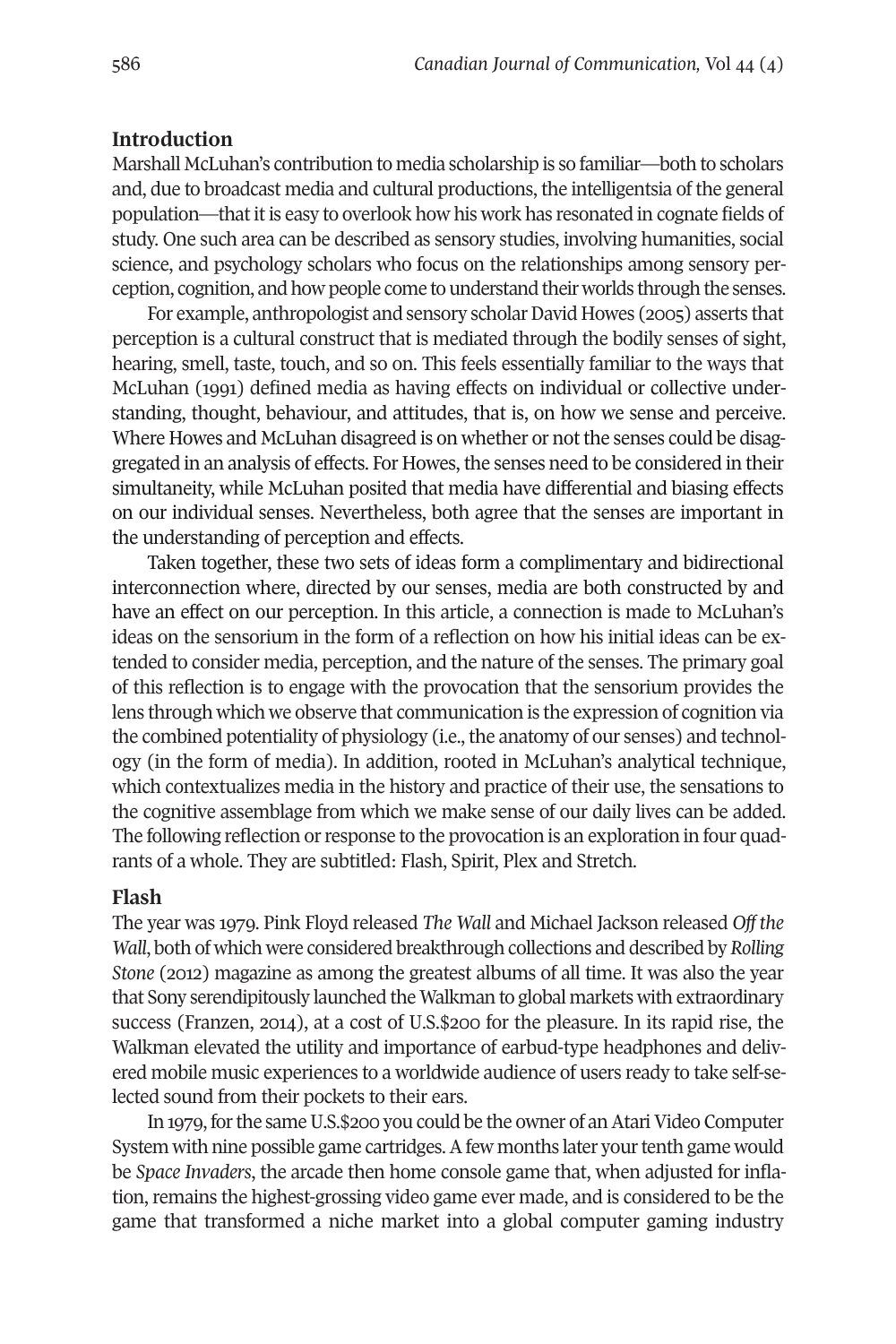## Introduction

Marshall McLuhan's contribution to media scholarship is so familiar—both to scholars and, due to broadcast media and cultural productions, the intelligentsia of the general population—that it is easy to overlook how his work has resonated in cognate fields of study. One such area can be described as sensory studies, involving humanities, social science, and psychology scholars who focus on the relationships among sensory perception, cognition, and how people come to understand their worlds through the senses.

For example, anthropologist and sensory scholar David Howes (2005) asserts that perception is a cultural construct that is mediated through the bodily senses of sight, hearing, smell, taste, touch, and so on. This feels essentially familiar to the ways that McLuhan (1991) defined media as having effects on individual or collective understanding, thought, behaviour, and attitudes, that is, on how we sense and perceive. Where Howes and McLuhan disagreed is on whether or not the senses could be disaggregated in an analysis of effects. For Howes, the senses need to be considered in their simultaneity, while McLuhan posited that media have differential and biasing effects on our individual senses. Nevertheless, both agree that the senses are important in the understanding of perception and effects.

Taken together, these two sets of ideas form a complimentary and bidirectional interconnection where, directed by our senses, media are both constructed by and have an effect on our perception. In this article, a connection is made to McLuhan's ideas on the sensorium in the form of a reflection on how his initial ideas can be extended to consider media, perception, and the nature of the senses. The primary goal of this reflection is to engage with the provocation that the sensorium provides the lens through which we observe that communication is the expression of cognition via the combined potentiality of physiology (i.e., the anatomy of our senses) and technology (in the form of media). In addition, rooted in McLuhan's analytical technique, which contextualizes media in the history and practice of their use, the sensations to the cognitive assemblage from which we make sense of our daily lives can be added. The following reflection or response to the provocation is an exploration in four quadrants of a whole. They are subtitled: Flash, Spirit, Plex and Stretch.

## Flash

The year was 1979. Pink Floyd released *The Wall* and Michael Jackson released *Off the Wall*, both of which were considered breakthrough collections and described by *Rolling Stone* (2012) magazine as among the greatest albums of all time. It was also the year that Sony serendipitously launched the Walkman to global markets with extraordinary success (Franzen, 2014), at a cost of U.S.$200 for the pleasure. In its rapid rise, the Walkman elevated the utility and importance of earbud-type headphones and delivered mobile music experiences to a worldwide audience of users ready to take self-selected sound from their pockets to their ears.

In 1979, for the same U.S.$200 you could be the owner of an Atari Video Computer System with nine possible game cartridges. A few months later your tenth game would be *Space Invaders*, the arcade then home console game that, when adjusted for inflation, remains the highest-grossing video game ever made, and is considered to be the game that transformed a niche market into a global computer gaming industry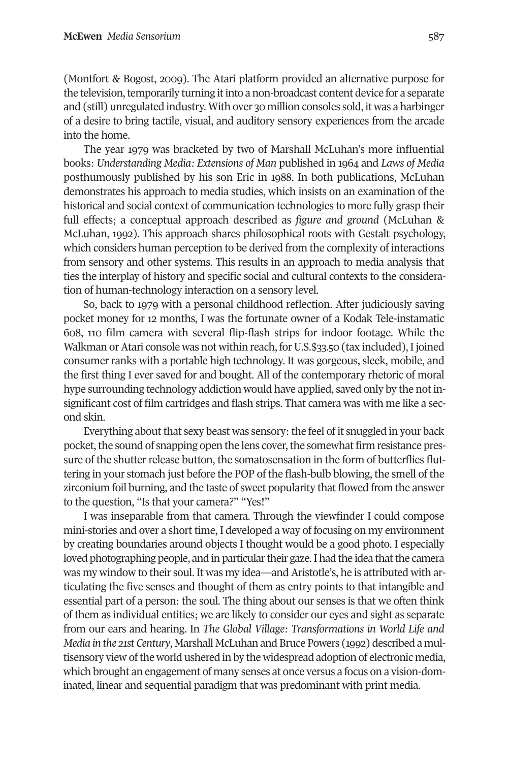(Montfort & Bogost, 2009). The Atari platform provided an alternative purpose for the television, temporarily turning it into a non-broadcast content device for a separate and (still) unregulated industry. With over 30 million consoles sold, it was a harbinger of a desire to bring tactile, visual, and auditory sensory experiences from the arcade into the home.

The year 1979 was bracketed by two of Marshall McLuhan's more influential books: *Understanding Media: Extensions of Man* published in 1964 and *Laws of Media* posthumously published by his son Eric in 1988. In both publications, McLuhan demonstrates his approach to media studies, which insists on an examination of the historical and social context of communication technologies to more fully grasp their full effects; a conceptual approach described as *figure and ground* (McLuhan & McLuhan, 1992). This approach shares philosophical roots with Gestalt psychology, which considers human perception to be derived from the complexity of interactions from sensory and other systems. This results in an approach to media analysis that ties the interplay of history and specific social and cultural contexts to the consideration of human-technology interaction on a sensory level.

So, back to 1979 with a personal childhood reflection. After judiciously saving pocket money for 12 months, I was the fortunate owner of a Kodak Tele-instamatic 608, 110 film camera with several flip-flash strips for indoor footage. While the Walkman or Atari console was not within reach, for U.S.$33.50 (tax included), I joined consumer ranks with a portable high technology. It was gorgeous, sleek, mobile, and the first thing I ever saved for and bought. All of the contemporary rhetoric of moral hype surrounding technology addiction would have applied, saved only by the not insignificant cost of film cartridges and flash strips. That camera was with me like a second skin.

Everything about that sexy beast was sensory: the feel of it snuggled in your back pocket, the sound of snapping open the lens cover, the somewhat firm resistance pressure of the shutter release button, the somatosensation in the form of butterflies fluttering in your stomach just before the POP of the flash-bulb blowing, the smell of the zirconium foil burning, and the taste of sweet popularity that flowed from the answer to the question, "Is that your camera?" "Yes!"

I was inseparable from that camera. Through the viewfinder I could compose mini-stories and over a short time, I developed a way of focusing on my environment by creating boundaries around objects I thought would be a good photo. I especially loved photographing people, and in particular their gaze. I had the idea that the camera was my window to their soul. It was my idea—and Aristotle's, he is attributed with articulating the five senses and thought of them as entry points to that intangible and essential part of a person: the soul. The thing about our senses is that we often think of them as individual entities; we are likely to consider our eyes and sight as separate from our ears and hearing. In *The Global Village: Transformations in World Life and Media in the 21st Century*, Marshall McLuhan and Bruce Powers (1992) described a multisensory view of the world ushered in by the widespread adoption of electronic media, which brought an engagement of many senses at once versus a focus on a vision-dominated, linear and sequential paradigm that was predominant with print media.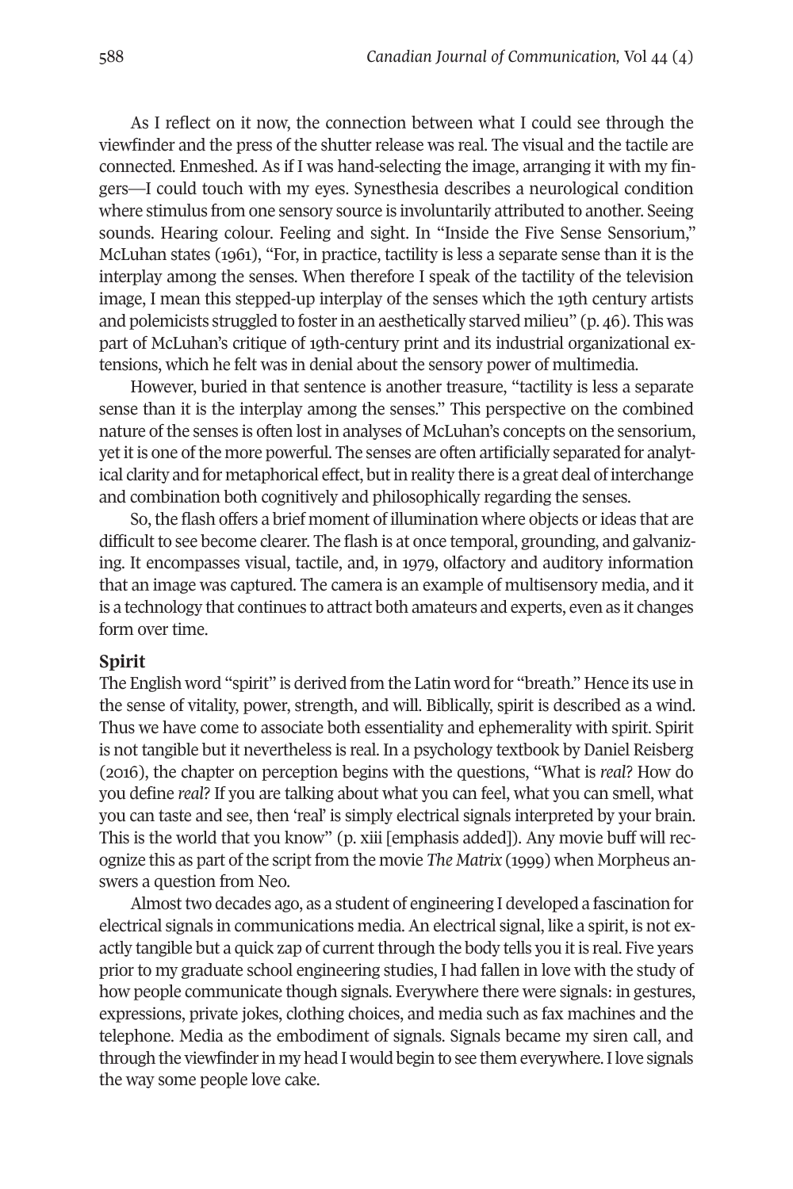As I reflect on it now, the connection between what I could see through the viewfinder and the press of the shutter release was real. The visual and the tactile are connected. Enmeshed. As if I was hand-selecting the image, arranging it with my fingers—I could touch with my eyes. Synesthesia describes a neurological condition where stimulus from one sensory source is involuntarily attributed to another. Seeing sounds. Hearing colour. Feeling and sight. In "Inside the Five Sense Sensorium," McLuhan states (1961), "For, in practice, tactility is less a separate sense than it is the interplay among the senses. When therefore I speak of the tactility of the television image, I mean this stepped-up interplay of the senses which the 19th century artists and polemicists struggled to foster in an aesthetically starved milieu" (p. 46). This was part of McLuhan's critique of 19th-century print and its industrial organizational extensions, which he felt was in denial about the sensory power of multimedia.

However, buried in that sentence is another treasure, "tactility is less a separate sense than it is the interplay among the senses." This perspective on the combined nature of the senses is often lost in analyses of McLuhan's concepts on the sensorium, yet it is one of the more powerful. The senses are often artificially separated for analytical clarity and for metaphorical effect, but in reality there is a great deal of interchange and combination both cognitively and philosophically regarding the senses.

So, the flash offers a brief moment of illumination where objects or ideas that are difficult to see become clearer. The flash is at once temporal, grounding, and galvanizing. It encompasses visual, tactile, and, in 1979, olfactory and auditory information that an image was captured. The camera is an example of multisensory media, and it is a technology that continues to attract both amateurs and experts, even as it changes form over time.

**Spirit**

The English word "spirit" is derived from the Latin word for "breath." Hence its use in the sense of vitality, power, strength, and will. Biblically, spirit is described as a wind. Thus we have come to associate both essentiality and ephemerality with spirit. Spirit is not tangible but it nevertheless is real. In a psychology textbook by Daniel Reisberg (2016), the chapter on perception begins with the questions, "What is *real*? How do you define *real*? If you are talking about what you can feel, what you can smell, what you can taste and see, then 'real' is simply electrical signals interpreted by your brain. This is the world that you know" (p. xiii [emphasis added]). Any movie buff will recognize this as part of the script from the movie *The Matrix* (1999) when Morpheus answers a question from Neo.

Almost two decades ago, as a student of engineering I developed a fascination for electrical signals in communications media. An electrical signal, like a spirit, is not exactly tangible but a quick zap of current through the body tells you it is real. Five years prior to my graduate school engineering studies, I had fallen in love with the study of how people communicate though signals. Everywhere there were signals: in gestures, expressions, private jokes, clothing choices, and media such as fax machines and the telephone. Media as the embodiment of signals. Signals became my siren call, and through the viewfinder in my head I would begin to see them everywhere. I love signals the way some people love cake.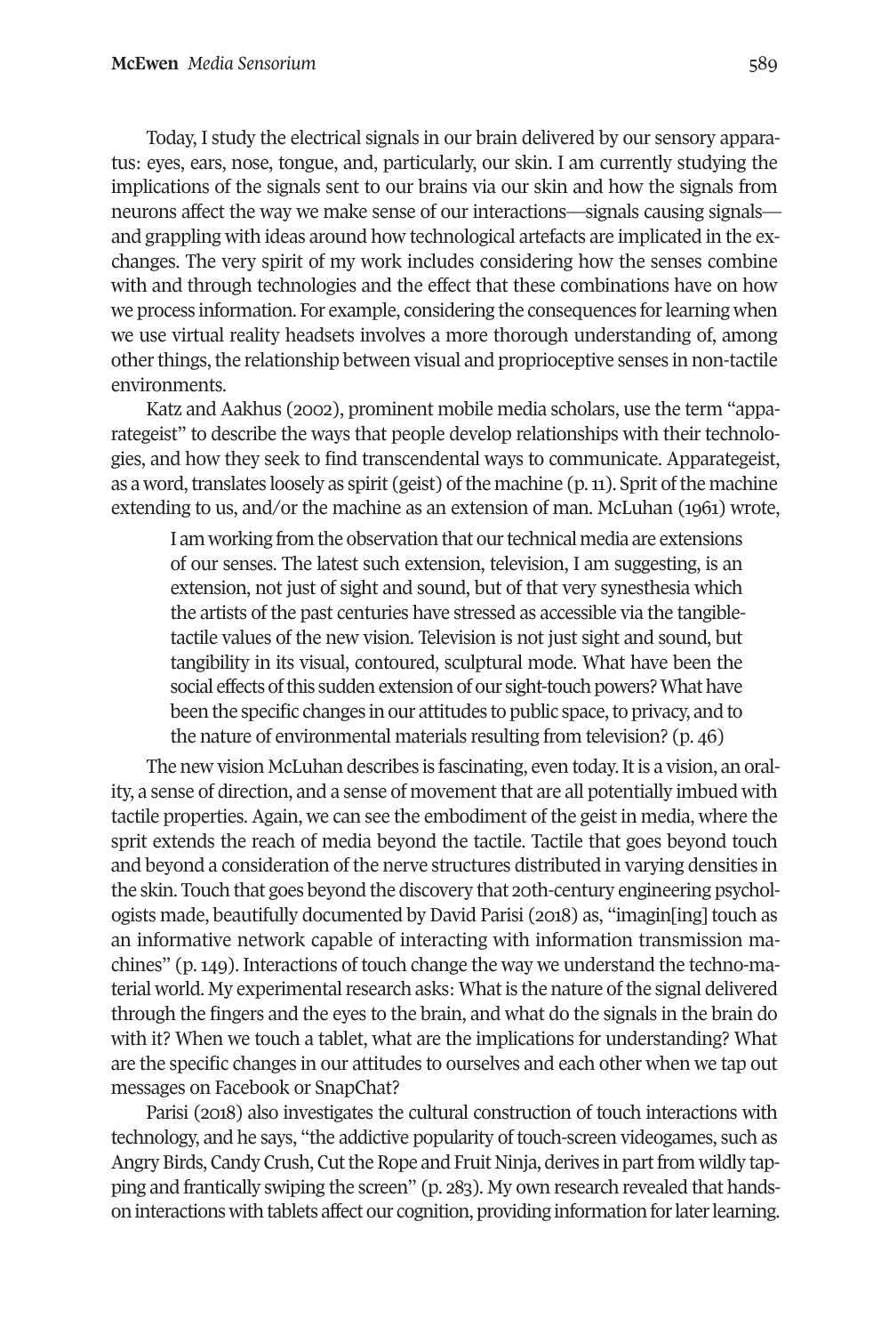Today, I study the electrical signals in our brain delivered by our sensory apparatus: eyes, ears, nose, tongue, and, particularly, our skin. I am currently studying the implications of the signals sent to our brains via our skin and how the signals from neurons affect the way we make sense of our interactions—signals causing signals—and grappling with ideas around how technological artefacts are implicated in the exchanges. The very spirit of my work includes considering how the senses combine with and through technologies and the effect that these combinations have on how we process information. For example, considering the consequences for learning when we use virtual reality headsets involves a more thorough understanding of, among other things, the relationship between visual and proprioceptive senses in non-tactile environments.

Katz and Aakhus (2002), prominent mobile media scholars, use the term "apparategeist" to describe the ways that people develop relationships with their technologies, and how they seek to find transcendental ways to communicate. Apparategeist, as a word, translates loosely as spirit (geist) of the machine (p. 11). Sprit of the machine extending to us, and/or the machine as an extension of man. McLuhan (1961) wrote,

> I am working from the observation that our technical media are extensions of our senses. The latest such extension, television, I am suggesting, is an extension, not just of sight and sound, but of that very synesthesia which the artists of the past centuries have stressed as accessible via the tangible-tactile values of the new vision. Television is not just sight and sound, but tangibility in its visual, contoured, sculptural mode. What have been the social effects of this sudden extension of our sight-touch powers? What have been the specific changes in our attitudes to public space, to privacy, and to the nature of environmental materials resulting from television? (p. 46)

The new vision McLuhan describes is fascinating, even today. It is a vision, an orality, a sense of direction, and a sense of movement that are all potentially imbued with tactile properties. Again, we can see the embodiment of the geist in media, where the sprit extends the reach of media beyond the tactile. Tactile that goes beyond touch and beyond a consideration of the nerve structures distributed in varying densities in the skin. Touch that goes beyond the discovery that 20th-century engineering psychologists made, beautifully documented by David Parisi (2018) as, "imagin[ing] touch as an informative network capable of interacting with information transmission machines" (p. 149). Interactions of touch change the way we understand the techno-material world. My experimental research asks: What is the nature of the signal delivered through the fingers and the eyes to the brain, and what do the signals in the brain do with it? When we touch a tablet, what are the implications for understanding? What are the specific changes in our attitudes to ourselves and each other when we tap out messages on Facebook or SnapChat?

Parisi (2018) also investigates the cultural construction of touch interactions with technology, and he says, "the addictive popularity of touch-screen videogames, such as Angry Birds, Candy Crush, Cut the Rope and Fruit Ninja, derives in part from wildly tapping and frantically swiping the screen" (p. 283). My own research revealed that hands-on interactions with tablets affect our cognition, providing information for later learning.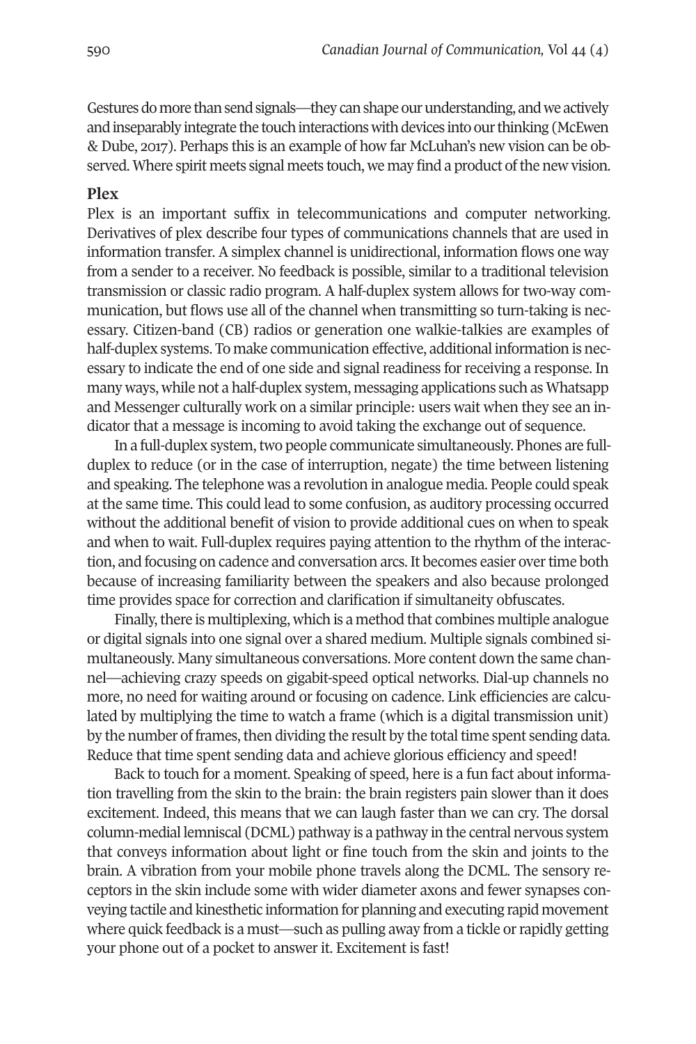Gestures do more than send signals—they can shape our understanding, and we actively and inseparably integrate the touch interactions with devices into our thinking (McEwen & Dube, 2017). Perhaps this is an example of how far McLuhan's new vision can be observed. Where spirit meets signal meets touch, we may find a product of the new vision.

## Plex

Plex is an important suffix in telecommunications and computer networking. Derivatives of plex describe four types of communications channels that are used in information transfer. A simplex channel is unidirectional, information flows one way from a sender to a receiver. No feedback is possible, similar to a traditional television transmission or classic radio program. A half-duplex system allows for two-way communication, but flows use all of the channel when transmitting so turn-taking is necessary. Citizen-band (CB) radios or generation one walkie-talkies are examples of half-duplex systems. To make communication effective, additional information is necessary to indicate the end of one side and signal readiness for receiving a response. In many ways, while not a half-duplex system, messaging applications such as Whatsapp and Messenger culturally work on a similar principle: users wait when they see an indicator that a message is incoming to avoid taking the exchange out of sequence.

In a full-duplex system, two people communicate simultaneously. Phones are full-duplex to reduce (or in the case of interruption, negate) the time between listening and speaking. The telephone was a revolution in analogue media. People could speak at the same time. This could lead to some confusion, as auditory processing occurred without the additional benefit of vision to provide additional cues on when to speak and when to wait. Full-duplex requires paying attention to the rhythm of the interaction, and focusing on cadence and conversation arcs. It becomes easier over time both because of increasing familiarity between the speakers and also because prolonged time provides space for correction and clarification if simultaneity obfuscates.

Finally, there is multiplexing, which is a method that combines multiple analogue or digital signals into one signal over a shared medium. Multiple signals combined simultaneously. Many simultaneous conversations. More content down the same channel—achieving crazy speeds on gigabit-speed optical networks. Dial-up channels no more, no need for waiting around or focusing on cadence. Link efficiencies are calculated by multiplying the time to watch a frame (which is a digital transmission unit) by the number of frames, then dividing the result by the total time spent sending data. Reduce that time spent sending data and achieve glorious efficiency and speed!

Back to touch for a moment. Speaking of speed, here is a fun fact about information travelling from the skin to the brain: the brain registers pain slower than it does excitement. Indeed, this means that we can laugh faster than we can cry. The dorsal column-medial lemniscal (DCML) pathway is a pathway in the central nervous system that conveys information about light or fine touch from the skin and joints to the brain. A vibration from your mobile phone travels along the DCML. The sensory receptors in the skin include some with wider diameter axons and fewer synapses conveying tactile and kinesthetic information for planning and executing rapid movement where quick feedback is a must—such as pulling away from a tickle or rapidly getting your phone out of a pocket to answer it. Excitement is fast!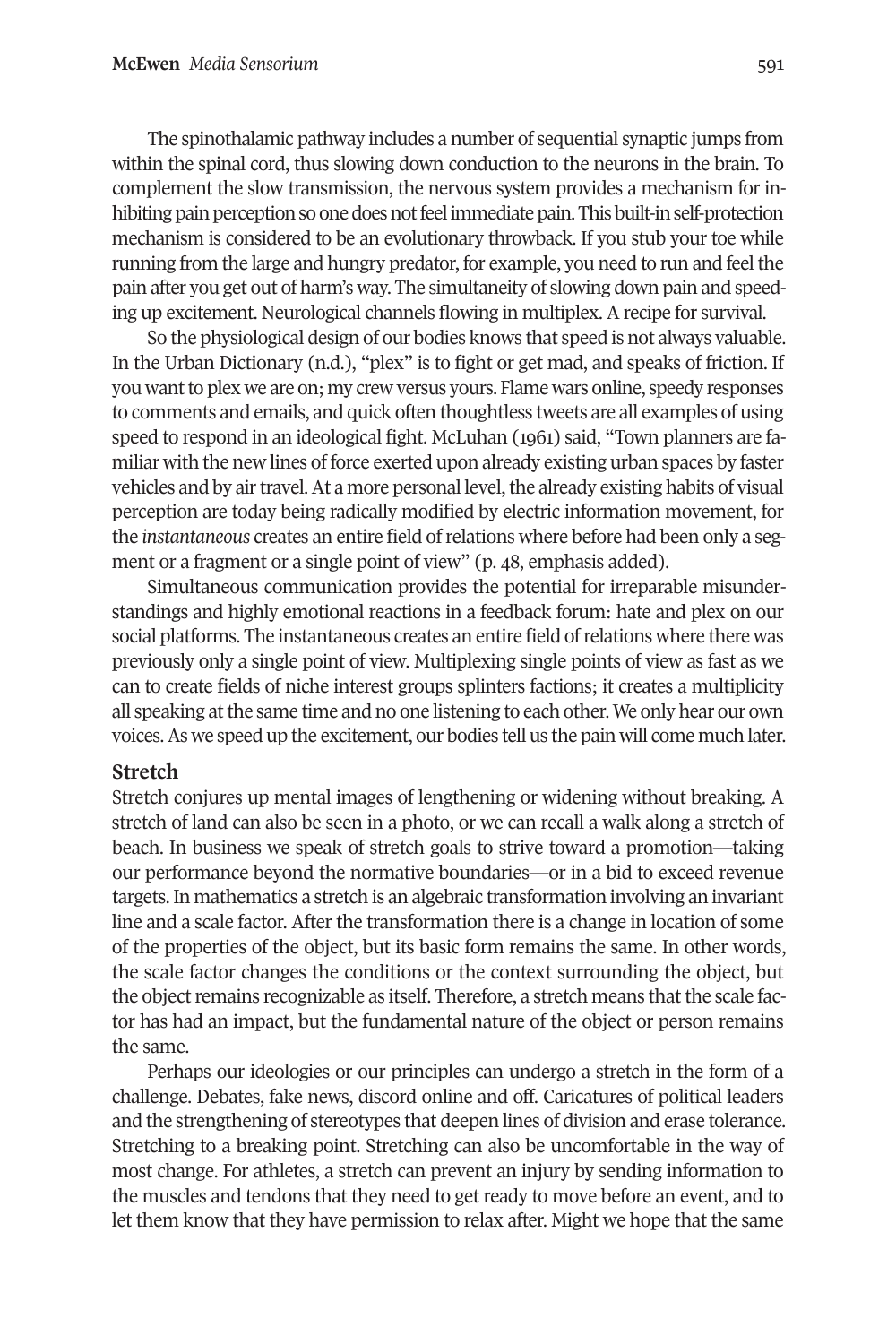The spinothalamic pathway includes a number of sequential synaptic jumps from within the spinal cord, thus slowing down conduction to the neurons in the brain. To complement the slow transmission, the nervous system provides a mechanism for inhibiting pain perception so one does not feel immediate pain. This built-in self-protection mechanism is considered to be an evolutionary throwback. If you stub your toe while running from the large and hungry predator, for example, you need to run and feel the pain after you get out of harm's way. The simultaneity of slowing down pain and speeding up excitement. Neurological channels flowing in multiplex. A recipe for survival.

So the physiological design of our bodies knows that speed is not always valuable. In the Urban Dictionary (n.d.), "plex" is to fight or get mad, and speaks of friction. If you want to plex we are on; my crew versus yours. Flame wars online, speedy responses to comments and emails, and quick often thoughtless tweets are all examples of using speed to respond in an ideological fight. McLuhan (1961) said, "Town planners are familiar with the new lines of force exerted upon already existing urban spaces by faster vehicles and by air travel. At a more personal level, the already existing habits of visual perception are today being radically modified by electric information movement, for the *instantaneous* creates an entire field of relations where before had been only a segment or a fragment or a single point of view" (p. 48, emphasis added).

Simultaneous communication provides the potential for irreparable misunderstandings and highly emotional reactions in a feedback forum: hate and plex on our social platforms. The instantaneous creates an entire field of relations where there was previously only a single point of view. Multiplexing single points of view as fast as we can to create fields of niche interest groups splinters factions; it creates a multiplicity all speaking at the same time and no one listening to each other. We only hear our own voices. As we speed up the excitement, our bodies tell us the pain will come much later.

## Stretch

Stretch conjures up mental images of lengthening or widening without breaking. A stretch of land can also be seen in a photo, or we can recall a walk along a stretch of beach. In business we speak of stretch goals to strive toward a promotion—taking our performance beyond the normative boundaries—or in a bid to exceed revenue targets. In mathematics a stretch is an algebraic transformation involving an invariant line and a scale factor. After the transformation there is a change in location of some of the properties of the object, but its basic form remains the same. In other words, the scale factor changes the conditions or the context surrounding the object, but the object remains recognizable as itself. Therefore, a stretch means that the scale factor has had an impact, but the fundamental nature of the object or person remains the same.

Perhaps our ideologies or our principles can undergo a stretch in the form of a challenge. Debates, fake news, discord online and off. Caricatures of political leaders and the strengthening of stereotypes that deepen lines of division and erase tolerance. Stretching to a breaking point. Stretching can also be uncomfortable in the way of most change. For athletes, a stretch can prevent an injury by sending information to the muscles and tendons that they need to get ready to move before an event, and to let them know that they have permission to relax after. Might we hope that the same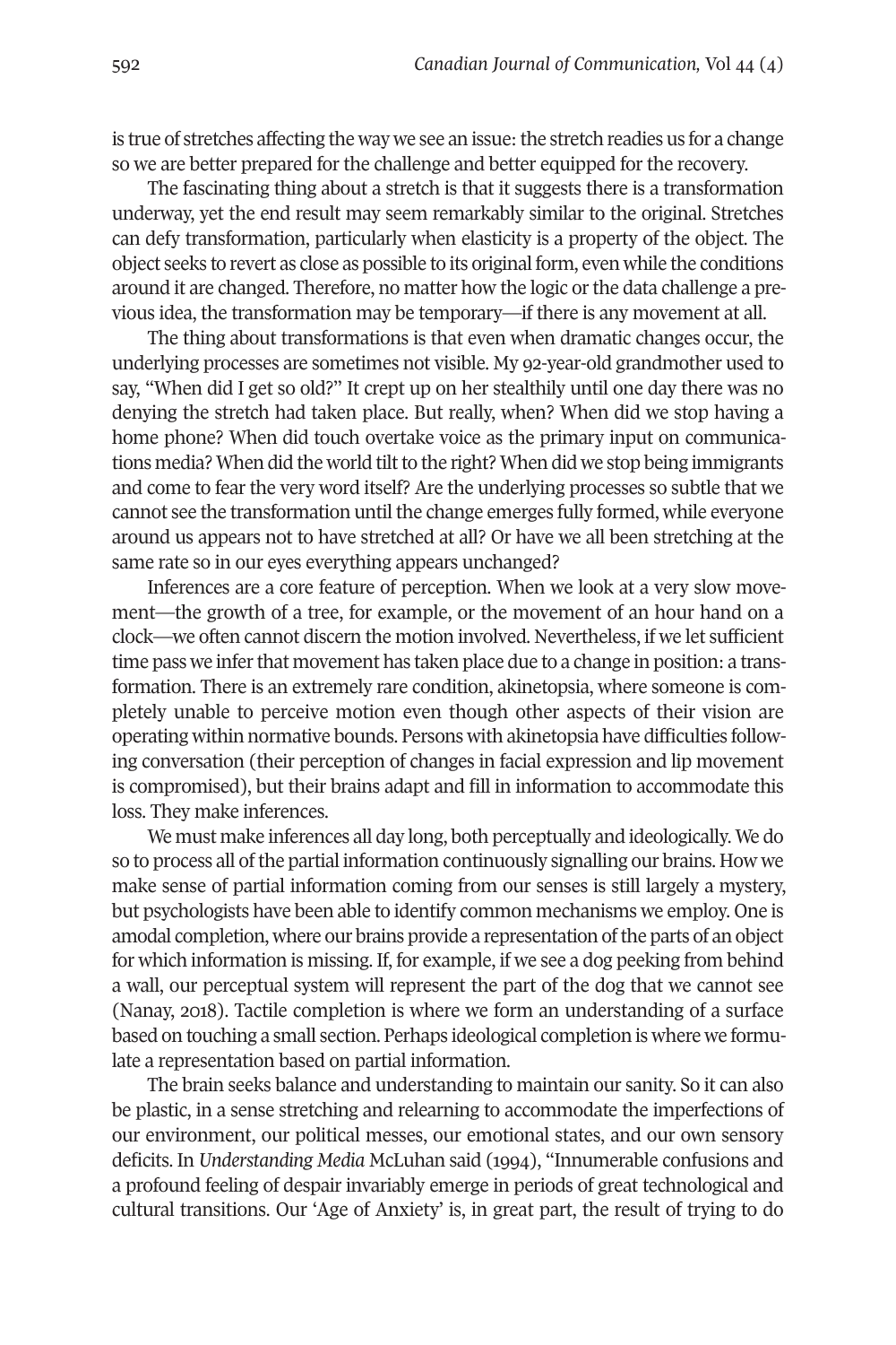is true of stretches affecting the way we see an issue: the stretch readies us for a change so we are better prepared for the challenge and better equipped for the recovery.

The fascinating thing about a stretch is that it suggests there is a transformation underway, yet the end result may seem remarkably similar to the original. Stretches can defy transformation, particularly when elasticity is a property of the object. The object seeks to revert as close as possible to its original form, even while the conditions around it are changed. Therefore, no matter how the logic or the data challenge a previous idea, the transformation may be temporary—if there is any movement at all.

The thing about transformations is that even when dramatic changes occur, the underlying processes are sometimes not visible. My 92-year-old grandmother used to say, "When did I get so old?" It crept up on her stealthily until one day there was no denying the stretch had taken place. But really, when? When did we stop having a home phone? When did touch overtake voice as the primary input on communications media? When did the world tilt to the right? When did we stop being immigrants and come to fear the very word itself? Are the underlying processes so subtle that we cannot see the transformation until the change emerges fully formed, while everyone around us appears not to have stretched at all? Or have we all been stretching at the same rate so in our eyes everything appears unchanged?

Inferences are a core feature of perception. When we look at a very slow movement—the growth of a tree, for example, or the movement of an hour hand on a clock—we often cannot discern the motion involved. Nevertheless, if we let sufficient time pass we infer that movement has taken place due to a change in position: a transformation. There is an extremely rare condition, akinetopsia, where someone is completely unable to perceive motion even though other aspects of their vision are operating within normative bounds. Persons with akinetopsia have difficulties following conversation (their perception of changes in facial expression and lip movement is compromised), but their brains adapt and fill in information to accommodate this loss. They make inferences.

We must make inferences all day long, both perceptually and ideologically. We do so to process all of the partial information continuously signalling our brains. How we make sense of partial information coming from our senses is still largely a mystery, but psychologists have been able to identify common mechanisms we employ. One is amodal completion, where our brains provide a representation of the parts of an object for which information is missing. If, for example, if we see a dog peeking from behind a wall, our perceptual system will represent the part of the dog that we cannot see (Nanay, 2018). Tactile completion is where we form an understanding of a surface based on touching a small section. Perhaps ideological completion is where we formulate a representation based on partial information.

The brain seeks balance and understanding to maintain our sanity. So it can also be plastic, in a sense stretching and relearning to accommodate the imperfections of our environment, our political messes, our emotional states, and our own sensory deficits. In *Understanding Media* McLuhan said (1994), "Innumerable confusions and a profound feeling of despair invariably emerge in periods of great technological and cultural transitions. Our 'Age of Anxiety' is, in great part, the result of trying to do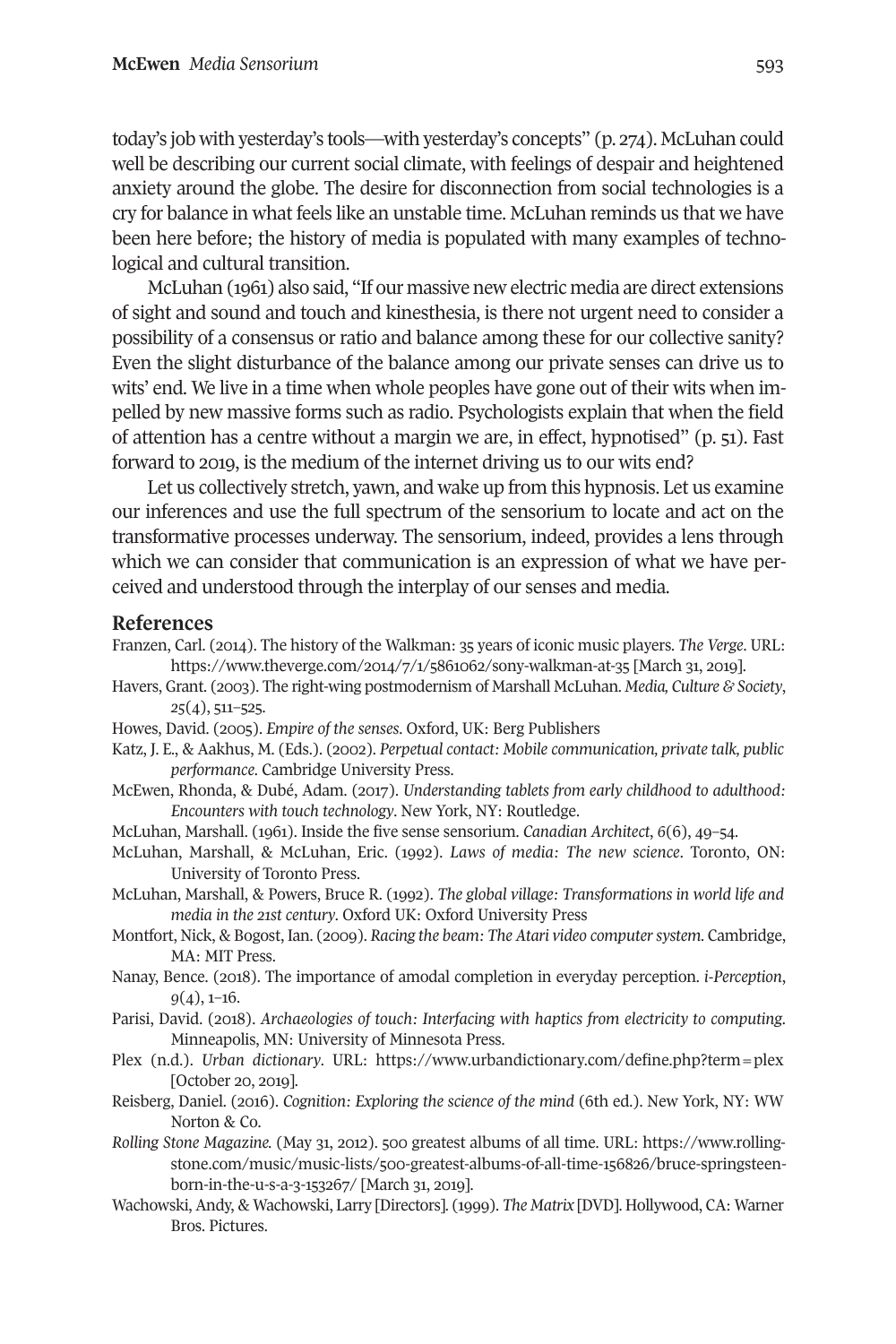today's job with yesterday's tools—with yesterday's concepts" (p. 274). McLuhan could well be describing our current social climate, with feelings of despair and heightened anxiety around the globe. The desire for disconnection from social technologies is a cry for balance in what feels like an unstable time. McLuhan reminds us that we have been here before; the history of media is populated with many examples of technological and cultural transition.

McLuhan (1961) also said, "If our massive new electric media are direct extensions of sight and sound and touch and kinesthesia, is there not urgent need to consider a possibility of a consensus or ratio and balance among these for our collective sanity? Even the slight disturbance of the balance among our private senses can drive us to wits' end. We live in a time when whole peoples have gone out of their wits when impelled by new massive forms such as radio. Psychologists explain that when the field of attention has a centre without a margin we are, in effect, hypnotised" (p. 51). Fast forward to 2019, is the medium of the internet driving us to our wits end?

Let us collectively stretch, yawn, and wake up from this hypnosis. Let us examine our inferences and use the full spectrum of the sensorium to locate and act on the transformative processes underway. The sensorium, indeed, provides a lens through which we can consider that communication is an expression of what we have perceived and understood through the interplay of our senses and media.

## References

Franzen, Carl. (2014). The history of the Walkman: 35 years of iconic music players. *The Verge*. URL: https://www.theverge.com/2014/7/1/5861062/sony-walkman-at-35 [March 31, 2019].

Havers, Grant. (2003). The right-wing postmodernism of Marshall McLuhan. *Media, Culture & Society*, *25*(4), 511–525.

Howes, David. (2005). *Empire of the senses*. Oxford, UK: Berg Publishers

Katz, J. E., & Aakhus, M. (Eds.). (2002). *Perpetual contact: Mobile communication, private talk, public performance*. Cambridge University Press.

McEwen, Rhonda, & Dubé, Adam. (2017). *Understanding tablets from early childhood to adulthood: Encounters with touch technology*. New York, NY: Routledge.

McLuhan, Marshall. (1961). Inside the five sense sensorium. *Canadian Architect*, *6*(6), 49–54.

McLuhan, Marshall, & McLuhan, Eric. (1992). *Laws of media: The new science*. Toronto, ON: University of Toronto Press.

McLuhan, Marshall, & Powers, Bruce R. (1992). *The global village: Transformations in world life and media in the 21st century*. Oxford UK: Oxford University Press

Montfort, Nick, & Bogost, Ian. (2009). *Racing the beam: The Atari video computer system*. Cambridge, MA: MIT Press.

Nanay, Bence. (2018). The importance of amodal completion in everyday perception. *i-Perception*, *9*(4), 1–16.

Parisi, David. (2018). *Archaeologies of touch: Interfacing with haptics from electricity to computing*. Minneapolis, MN: University of Minnesota Press.

Plex (n.d.). *Urban dictionary*. URL: https://www.urbandictionary.com/define.php?term=plex [October 20, 2019].

Reisberg, Daniel. (2016). *Cognition: Exploring the science of the mind* (6th ed.). New York, NY: WW Norton & Co.

*Rolling Stone Magazine.* (May 31, 2012). 500 greatest albums of all time. URL: https://www.rollingstone.com/music/music-lists/500-greatest-albums-of-all-time-156826/bruce-springsteen-born-in-the-u-s-a-3-153267/ [March 31, 2019].

Wachowski, Andy, & Wachowski, Larry [Directors]. (1999). *The Matrix* [DVD]. Hollywood, CA: Warner Bros. Pictures.